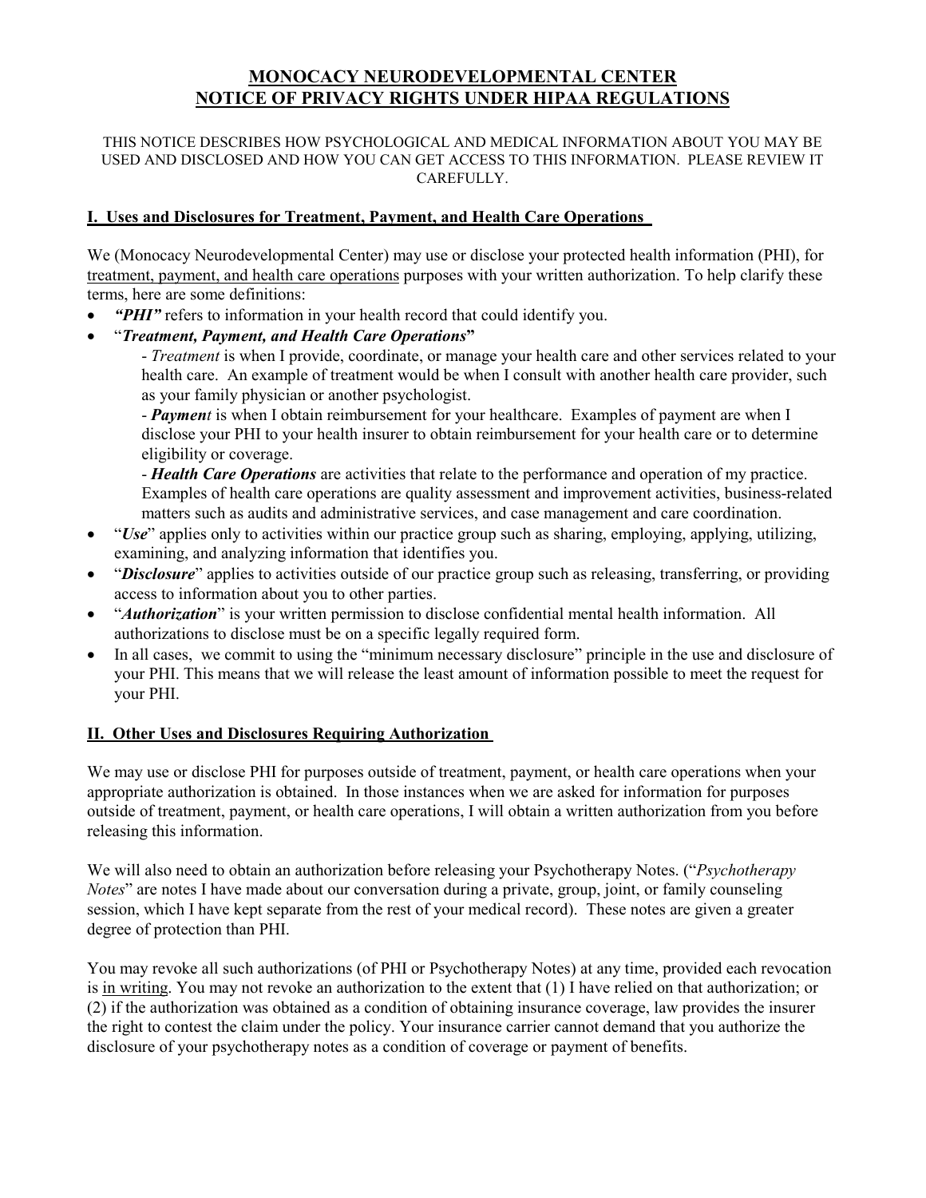# MONOCACY NEURODEVELOPMENTAL CENTER
# NOTICE OF PRIVACY RIGHTS UNDER HIPAA REGULATIONS

THIS NOTICE DESCRIBES HOW PSYCHOLOGICAL AND MEDICAL INFORMATION ABOUT YOU MAY BE USED AND DISCLOSED AND HOW YOU CAN GET ACCESS TO THIS INFORMATION. PLEASE REVIEW IT CAREFULLY.

## I. Uses and Disclosures for Treatment, Payment, and Health Care Operations

We (Monocacy Neurodevelopmental Center) may use or disclose your protected health information (PHI), for treatment, payment, and health care operations purposes with your written authorization. To help clarify these terms, here are some definitions:

- ***"PHI"*** refers to information in your health record that could identify you.
- "***Treatment, Payment, and Health Care Operations*"**
  - *Treatment* is when I provide, coordinate, or manage your health care and other services related to your health care. An example of treatment would be when I consult with another health care provider, such as your family physician or another psychologist.
  - ***Payment*** is when I obtain reimbursement for your healthcare. Examples of payment are when I disclose your PHI to your health insurer to obtain reimbursement for your health care or to determine eligibility or coverage.
  - ***Health Care Operations*** are activities that relate to the performance and operation of my practice. Examples of health care operations are quality assessment and improvement activities, business-related matters such as audits and administrative services, and case management and care coordination.
- "***Use***" applies only to activities within our practice group such as sharing, employing, applying, utilizing, examining, and analyzing information that identifies you.
- "***Disclosure***" applies to activities outside of our practice group such as releasing, transferring, or providing access to information about you to other parties.
- "***Authorization***" is your written permission to disclose confidential mental health information. All authorizations to disclose must be on a specific legally required form.
- In all cases, we commit to using the "minimum necessary disclosure" principle in the use and disclosure of your PHI. This means that we will release the least amount of information possible to meet the request for your PHI.

## II. Other Uses and Disclosures Requiring Authorization

We may use or disclose PHI for purposes outside of treatment, payment, or health care operations when your appropriate authorization is obtained. In those instances when we are asked for information for purposes outside of treatment, payment, or health care operations, I will obtain a written authorization from you before releasing this information.

We will also need to obtain an authorization before releasing your Psychotherapy Notes. ("*Psychotherapy Notes*" are notes I have made about our conversation during a private, group, joint, or family counseling session, which I have kept separate from the rest of your medical record). These notes are given a greater degree of protection than PHI.

You may revoke all such authorizations (of PHI or Psychotherapy Notes) at any time, provided each revocation is in writing. You may not revoke an authorization to the extent that (1) I have relied on that authorization; or (2) if the authorization was obtained as a condition of obtaining insurance coverage, law provides the insurer the right to contest the claim under the policy. Your insurance carrier cannot demand that you authorize the disclosure of your psychotherapy notes as a condition of coverage or payment of benefits.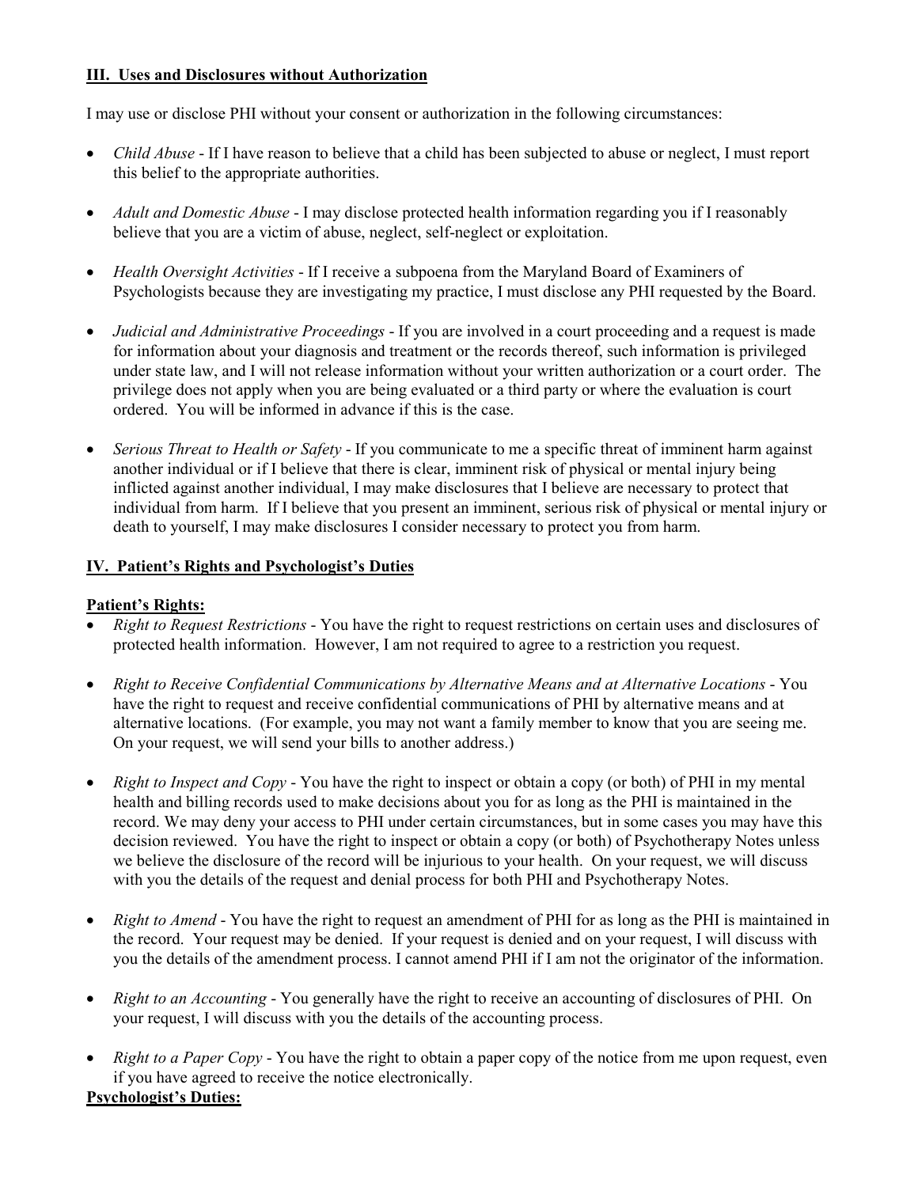## III. Uses and Disclosures without Authorization

I may use or disclose PHI without your consent or authorization in the following circumstances:

- *Child Abuse* - If I have reason to believe that a child has been subjected to abuse or neglect, I must report this belief to the appropriate authorities.
- *Adult and Domestic Abuse* - I may disclose protected health information regarding you if I reasonably believe that you are a victim of abuse, neglect, self-neglect or exploitation.
- *Health Oversight Activities* - If I receive a subpoena from the Maryland Board of Examiners of Psychologists because they are investigating my practice, I must disclose any PHI requested by the Board.
- *Judicial and Administrative Proceedings* - If you are involved in a court proceeding and a request is made for information about your diagnosis and treatment or the records thereof, such information is privileged under state law, and I will not release information without your written authorization or a court order. The privilege does not apply when you are being evaluated or a third party or where the evaluation is court ordered. You will be informed in advance if this is the case.
- *Serious Threat to Health or Safety* - If you communicate to me a specific threat of imminent harm against another individual or if I believe that there is clear, imminent risk of physical or mental injury being inflicted against another individual, I may make disclosures that I believe are necessary to protect that individual from harm. If I believe that you present an imminent, serious risk of physical or mental injury or death to yourself, I may make disclosures I consider necessary to protect you from harm.

## IV. Patient's Rights and Psychologist's Duties

**Patient's Rights:**

- *Right to Request Restrictions* - You have the right to request restrictions on certain uses and disclosures of protected health information. However, I am not required to agree to a restriction you request.
- *Right to Receive Confidential Communications by Alternative Means and at Alternative Locations* - You have the right to request and receive confidential communications of PHI by alternative means and at alternative locations. (For example, you may not want a family member to know that you are seeing me. On your request, we will send your bills to another address.)
- *Right to Inspect and Copy* - You have the right to inspect or obtain a copy (or both) of PHI in my mental health and billing records used to make decisions about you for as long as the PHI is maintained in the record. We may deny your access to PHI under certain circumstances, but in some cases you may have this decision reviewed. You have the right to inspect or obtain a copy (or both) of Psychotherapy Notes unless we believe the disclosure of the record will be injurious to your health. On your request, we will discuss with you the details of the request and denial process for both PHI and Psychotherapy Notes.
- *Right to Amend* - You have the right to request an amendment of PHI for as long as the PHI is maintained in the record. Your request may be denied. If your request is denied and on your request, I will discuss with you the details of the amendment process. I cannot amend PHI if I am not the originator of the information.
- *Right to an Accounting* - You generally have the right to receive an accounting of disclosures of PHI. On your request, I will discuss with you the details of the accounting process.
- *Right to a Paper Copy* - You have the right to obtain a paper copy of the notice from me upon request, even if you have agreed to receive the notice electronically.

**Psychologist's Duties:**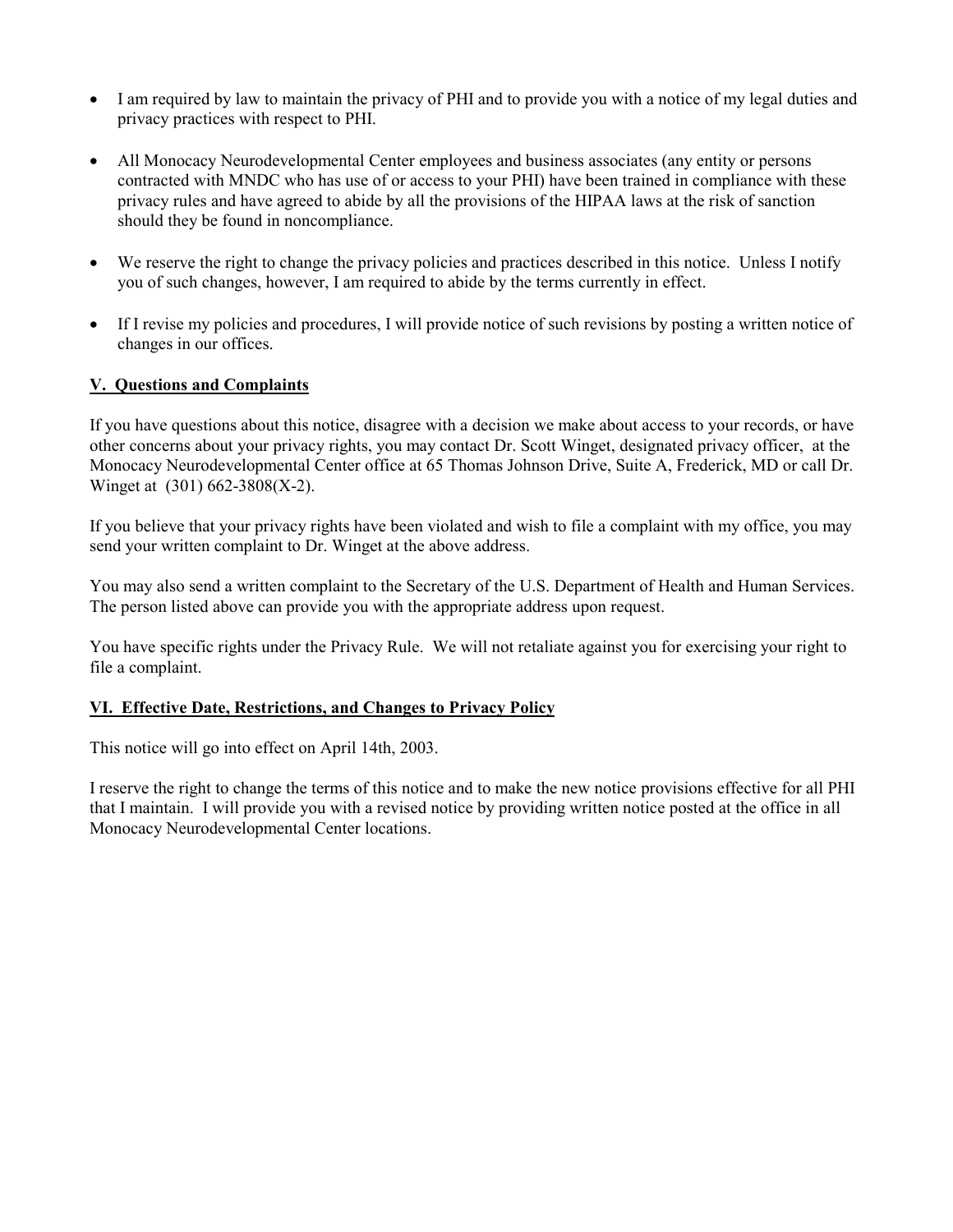- I am required by law to maintain the privacy of PHI and to provide you with a notice of my legal duties and privacy practices with respect to PHI.
- All Monocacy Neurodevelopmental Center employees and business associates (any entity or persons contracted with MNDC who has use of or access to your PHI) have been trained in compliance with these privacy rules and have agreed to abide by all the provisions of the HIPAA laws at the risk of sanction should they be found in noncompliance.
- We reserve the right to change the privacy policies and practices described in this notice. Unless I notify you of such changes, however, I am required to abide by the terms currently in effect.
- If I revise my policies and procedures, I will provide notice of such revisions by posting a written notice of changes in our offices.

## V. Questions and Complaints

If you have questions about this notice, disagree with a decision we make about access to your records, or have other concerns about your privacy rights, you may contact Dr. Scott Winget, designated privacy officer, at the Monocacy Neurodevelopmental Center office at 65 Thomas Johnson Drive, Suite A, Frederick, MD or call Dr. Winget at (301) 662-3808(X-2).

If you believe that your privacy rights have been violated and wish to file a complaint with my office, you may send your written complaint to Dr. Winget at the above address.

You may also send a written complaint to the Secretary of the U.S. Department of Health and Human Services. The person listed above can provide you with the appropriate address upon request.

You have specific rights under the Privacy Rule. We will not retaliate against you for exercising your right to file a complaint.

## VI. Effective Date, Restrictions, and Changes to Privacy Policy

This notice will go into effect on April 14th, 2003.

I reserve the right to change the terms of this notice and to make the new notice provisions effective for all PHI that I maintain. I will provide you with a revised notice by providing written notice posted at the office in all Monocacy Neurodevelopmental Center locations.